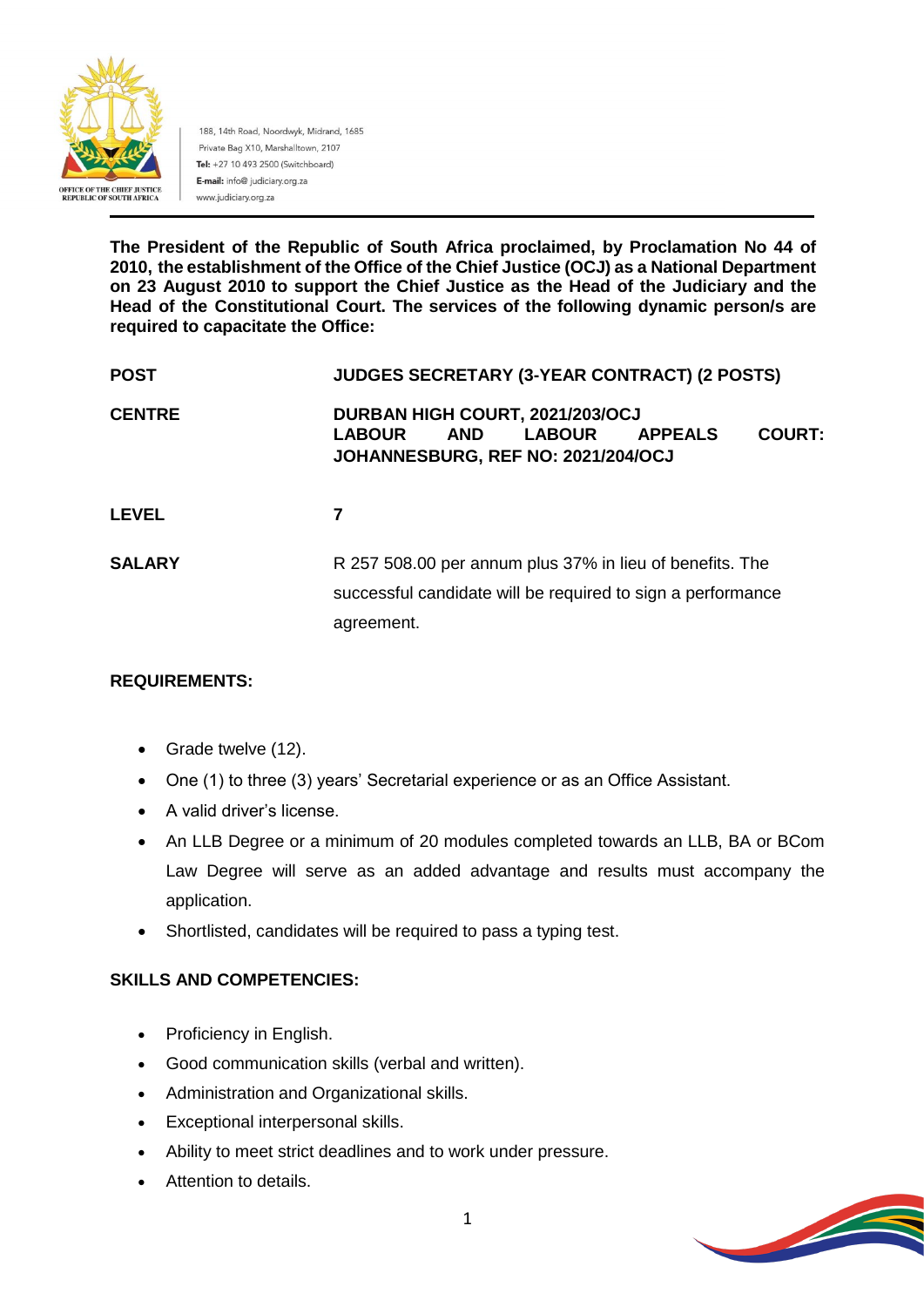OFFICE OF THE CHIEF JUSTICE
REPUBLIC OF SOUTH AFRICA

188, 14th Road, Noordwyk, Midrand, 1685
Private Bag X10, Marshalltown, 2107
**Tel:** +27 10 493 2500 (Switchboard)
**E-mail:** info@ judiciary.org.za
www.judiciary.org.za

---

**The President of the Republic of South Africa proclaimed, by Proclamation No 44 of 2010, the establishment of the Office of the Chief Justice (OCJ) as a National Department on 23 August 2010 to support the Chief Justice as the Head of the Judiciary and the Head of the Constitutional Court. The services of the following dynamic person/s are required to capacitate the Office:**

| | |
|---|---|
| **POST** | **JUDGES SECRETARY (3-YEAR CONTRACT) (2 POSTS)** |
| **CENTRE** | **DURBAN HIGH COURT, 2021/203/OCJ**<br>**LABOUR AND LABOUR APPEALS COURT: JOHANNESBURG, REF NO: 2021/204/OCJ** |
| **LEVEL** | **7** |
| **SALARY** | R 257 508.00 per annum plus 37% in lieu of benefits. The successful candidate will be required to sign a performance agreement. |

**REQUIREMENTS:**

- Grade twelve (12).
- One (1) to three (3) years' Secretarial experience or as an Office Assistant.
- A valid driver's license.
- An LLB Degree or a minimum of 20 modules completed towards an LLB, BA or BCom Law Degree will serve as an added advantage and results must accompany the application.
- Shortlisted, candidates will be required to pass a typing test.

**SKILLS AND COMPETENCIES:**

- Proficiency in English.
- Good communication skills (verbal and written).
- Administration and Organizational skills.
- Exceptional interpersonal skills.
- Ability to meet strict deadlines and to work under pressure.
- Attention to details.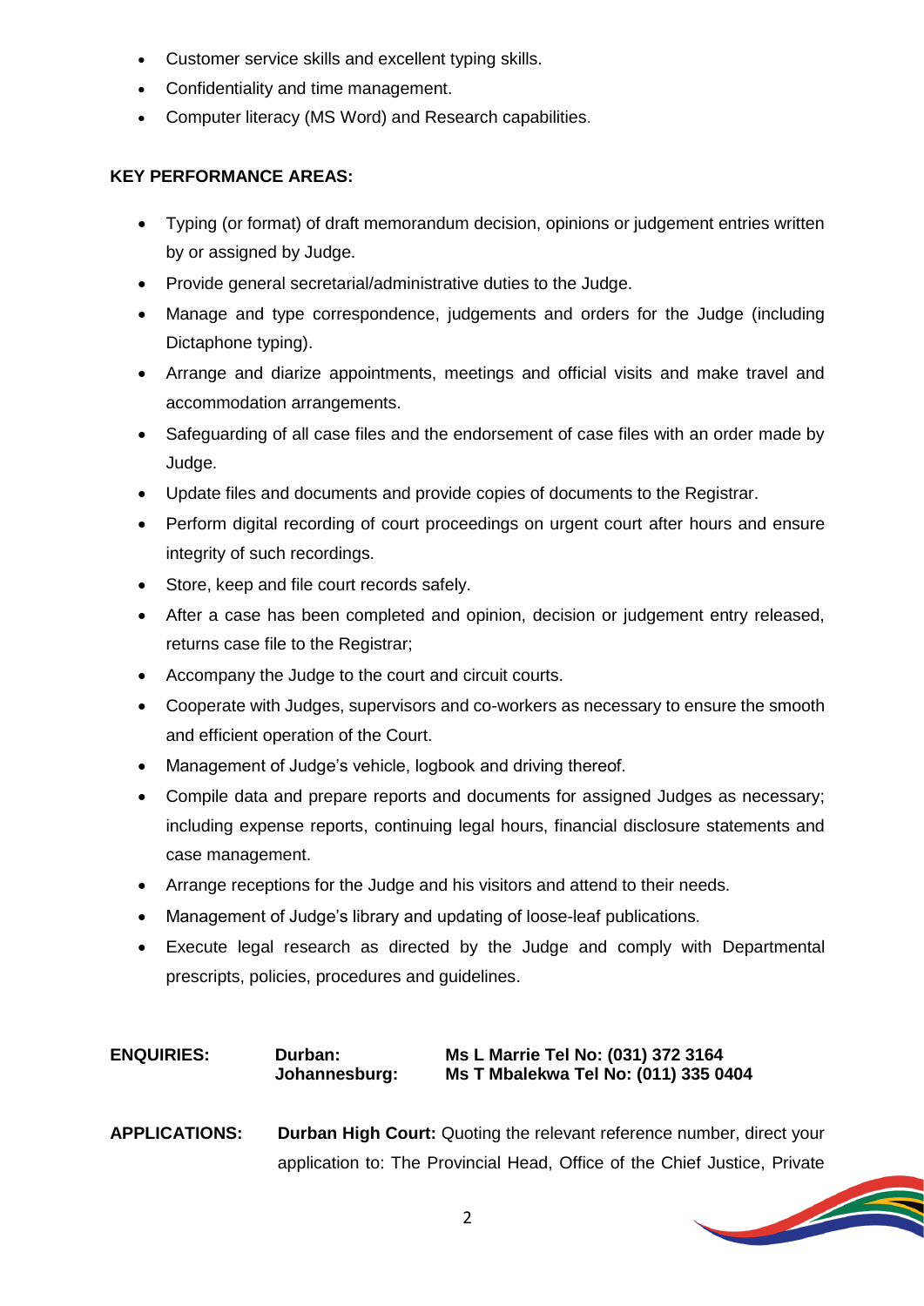- Customer service skills and excellent typing skills.
- Confidentiality and time management.
- Computer literacy (MS Word) and Research capabilities.

**KEY PERFORMANCE AREAS:**

- Typing (or format) of draft memorandum decision, opinions or judgement entries written by or assigned by Judge.
- Provide general secretarial/administrative duties to the Judge.
- Manage and type correspondence, judgements and orders for the Judge (including Dictaphone typing).
- Arrange and diarize appointments, meetings and official visits and make travel and accommodation arrangements.
- Safeguarding of all case files and the endorsement of case files with an order made by Judge.
- Update files and documents and provide copies of documents to the Registrar.
- Perform digital recording of court proceedings on urgent court after hours and ensure integrity of such recordings.
- Store, keep and file court records safely.
- After a case has been completed and opinion, decision or judgement entry released, returns case file to the Registrar;
- Accompany the Judge to the court and circuit courts.
- Cooperate with Judges, supervisors and co-workers as necessary to ensure the smooth and efficient operation of the Court.
- Management of Judge's vehicle, logbook and driving thereof.
- Compile data and prepare reports and documents for assigned Judges as necessary; including expense reports, continuing legal hours, financial disclosure statements and case management.
- Arrange receptions for the Judge and his visitors and attend to their needs.
- Management of Judge's library and updating of loose-leaf publications.
- Execute legal research as directed by the Judge and comply with Departmental prescripts, policies, procedures and guidelines.

**ENQUIRIES:** **Durban:** **Ms L Marrie Tel No: (031) 372 3164**
**Johannesburg:** **Ms T Mbalekwa Tel No: (011) 335 0404**

**APPLICATIONS:** **Durban High Court:** Quoting the relevant reference number, direct your application to: The Provincial Head, Office of the Chief Justice, Private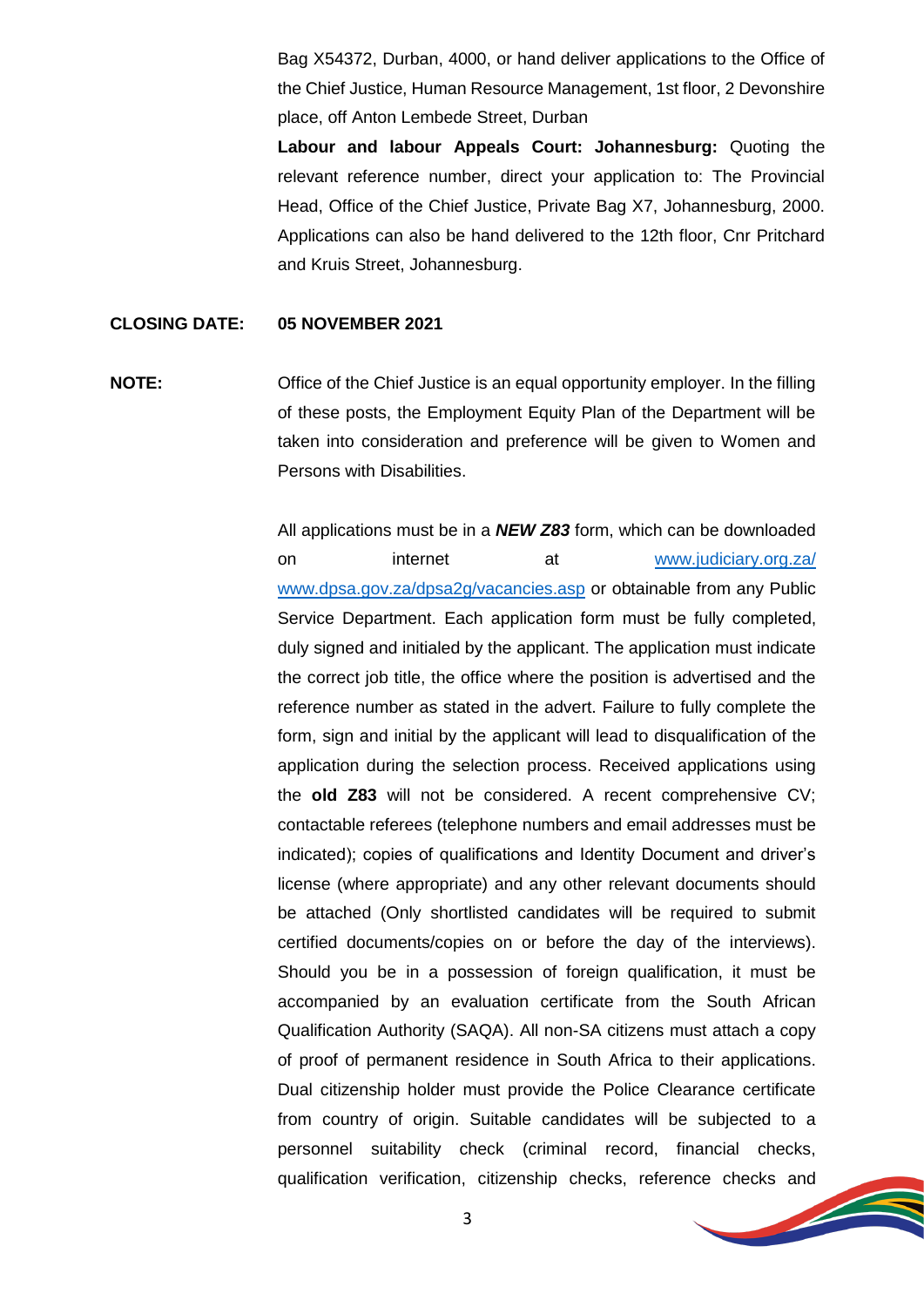Bag X54372, Durban, 4000, or hand deliver applications to the Office of the Chief Justice, Human Resource Management, 1st floor, 2 Devonshire place, off Anton Lembede Street, Durban

**Labour and labour Appeals Court: Johannesburg:** Quoting the relevant reference number, direct your application to: The Provincial Head, Office of the Chief Justice, Private Bag X7, Johannesburg, 2000. Applications can also be hand delivered to the 12th floor, Cnr Pritchard and Kruis Street, Johannesburg.

**CLOSING DATE:** **05 NOVEMBER 2021**

**NOTE:** Office of the Chief Justice is an equal opportunity employer. In the filling of these posts, the Employment Equity Plan of the Department will be taken into consideration and preference will be given to Women and Persons with Disabilities.

All applications must be in a ***NEW Z83*** form, which can be downloaded on internet at www.judiciary.org.za/ www.dpsa.gov.za/dpsa2g/vacancies.asp or obtainable from any Public Service Department. Each application form must be fully completed, duly signed and initialed by the applicant. The application must indicate the correct job title, the office where the position is advertised and the reference number as stated in the advert. Failure to fully complete the form, sign and initial by the applicant will lead to disqualification of the application during the selection process. Received applications using the **old Z83** will not be considered. A recent comprehensive CV; contactable referees (telephone numbers and email addresses must be indicated); copies of qualifications and Identity Document and driver's license (where appropriate) and any other relevant documents should be attached (Only shortlisted candidates will be required to submit certified documents/copies on or before the day of the interviews). Should you be in a possession of foreign qualification, it must be accompanied by an evaluation certificate from the South African Qualification Authority (SAQA). All non-SA citizens must attach a copy of proof of permanent residence in South Africa to their applications. Dual citizenship holder must provide the Police Clearance certificate from country of origin. Suitable candidates will be subjected to a personnel suitability check (criminal record, financial checks, qualification verification, citizenship checks, reference checks and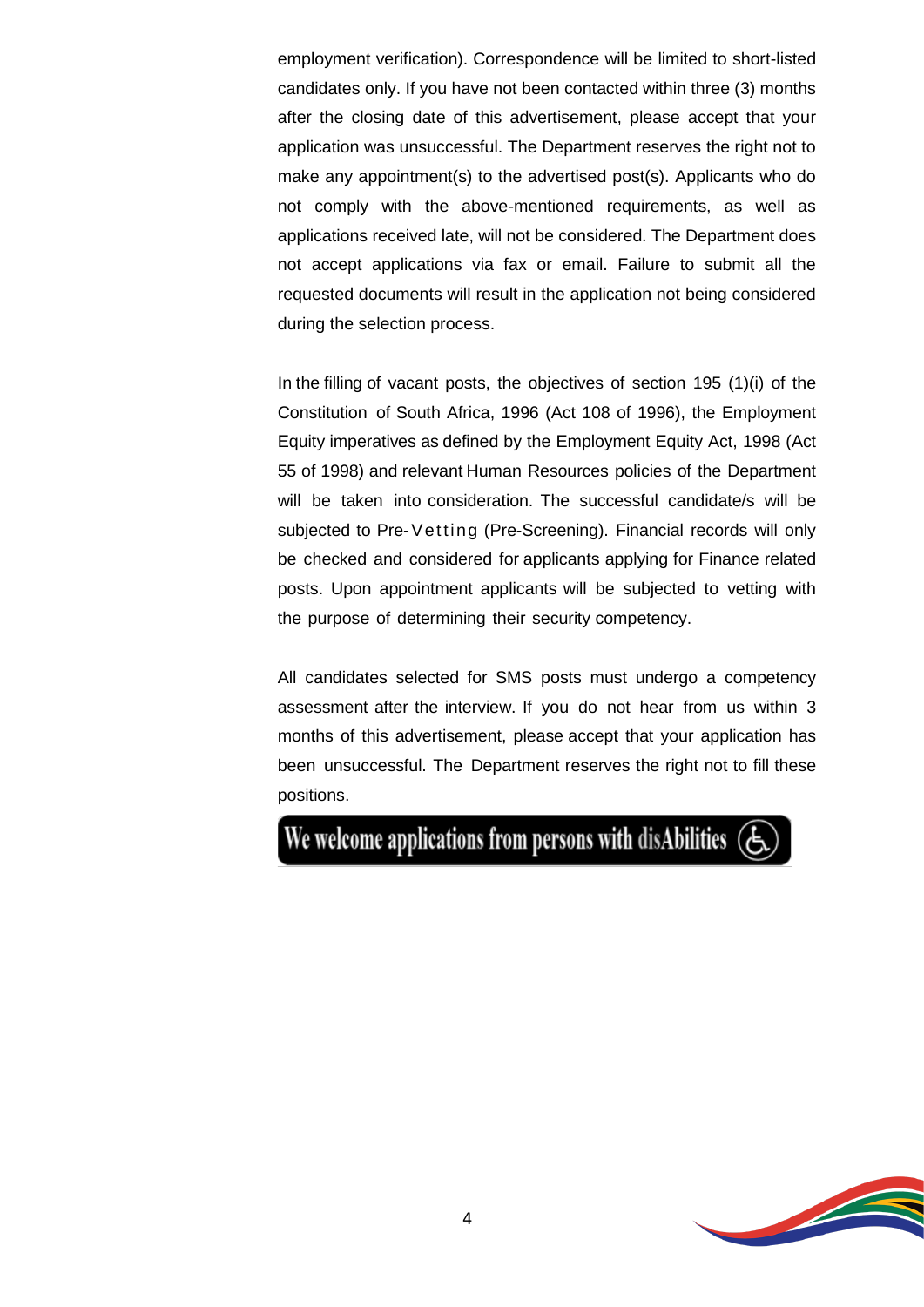employment verification). Correspondence will be limited to short-listed candidates only. If you have not been contacted within three (3) months after the closing date of this advertisement, please accept that your application was unsuccessful. The Department reserves the right not to make any appointment(s) to the advertised post(s). Applicants who do not comply with the above-mentioned requirements, as well as applications received late, will not be considered. The Department does not accept applications via fax or email. Failure to submit all the requested documents will result in the application not being considered during the selection process.

In the filling of vacant posts, the objectives of section 195 (1)(i) of the Constitution of South Africa, 1996 (Act 108 of 1996), the Employment Equity imperatives as defined by the Employment Equity Act, 1998 (Act 55 of 1998) and relevant Human Resources policies of the Department will be taken into consideration. The successful candidate/s will be subjected to Pre-Vetting (Pre-Screening). Financial records will only be checked and considered for applicants applying for Finance related posts. Upon appointment applicants will be subjected to vetting with the purpose of determining their security competency.

All candidates selected for SMS posts must undergo a competency assessment after the interview. If you do not hear from us within 3 months of this advertisement, please accept that your application has been unsuccessful. The Department reserves the right not to fill these positions.

**We welcome applications from persons with disAbilities**